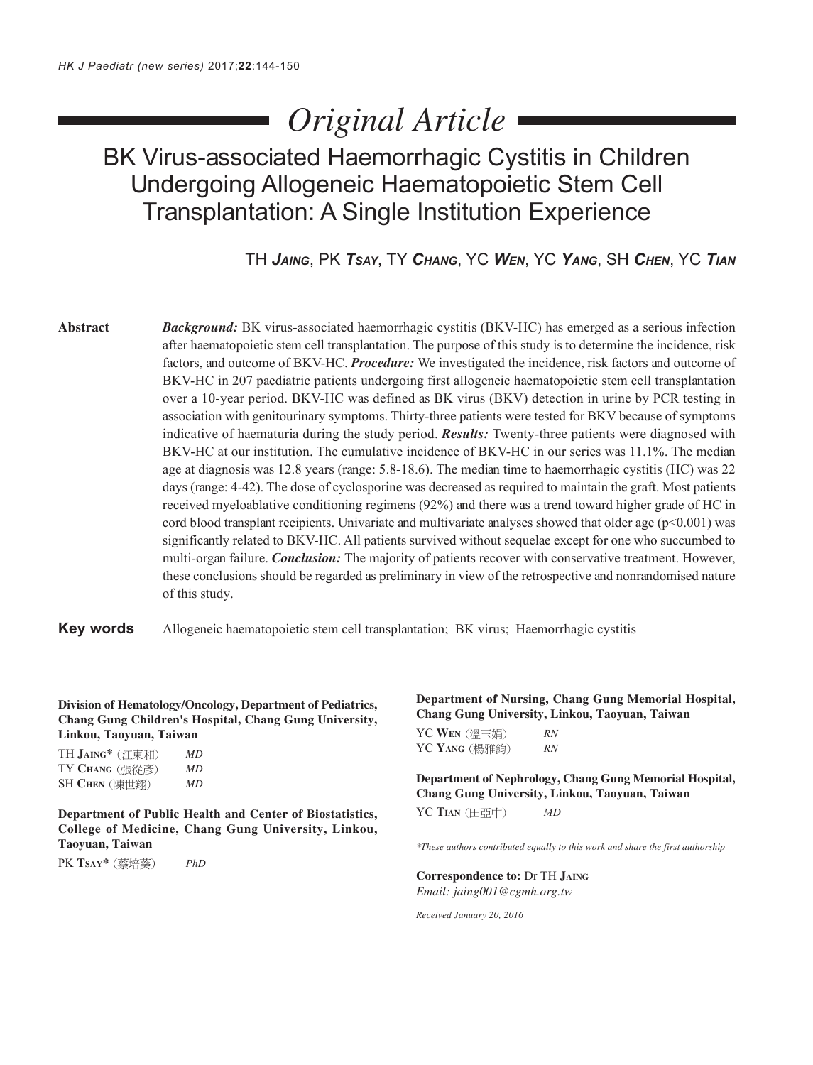# Original Article

## BK Virus-associated Haemorrhagic Cystitis in Children Undergoing Allogeneic Haematopoietic Stem Cell Transplantation: A Single Institution Experience

TH ***Jaing***, PK ***Tsay***, TY ***Chang***, YC ***Wen***, YC ***Yang***, SH ***Chen***, YC ***Tian***

**Abstract**

***Background:*** BK virus-associated haemorrhagic cystitis (BKV-HC) has emerged as a serious infection after haematopoietic stem cell transplantation. The purpose of this study is to determine the incidence, risk factors, and outcome of BKV-HC. ***Procedure:*** We investigated the incidence, risk factors and outcome of BKV-HC in 207 paediatric patients undergoing first allogeneic haematopoietic stem cell transplantation over a 10-year period. BKV-HC was defined as BK virus (BKV) detection in urine by PCR testing in association with genitourinary symptoms. Thirty-three patients were tested for BKV because of symptoms indicative of haematuria during the study period. ***Results:*** Twenty-three patients were diagnosed with BKV-HC at our institution. The cumulative incidence of BKV-HC in our series was 11.1%. The median age at diagnosis was 12.8 years (range: 5.8-18.6). The median time to haemorrhagic cystitis (HC) was 22 days (range: 4-42). The dose of cyclosporine was decreased as required to maintain the graft. Most patients received myeloablative conditioning regimens (92%) and there was a trend toward higher grade of HC in cord blood transplant recipients. Univariate and multivariate analyses showed that older age ($p<0.001$) was significantly related to BKV-HC. All patients survived without sequelae except for one who succumbed to multi-organ failure. ***Conclusion:*** The majority of patients recover with conservative treatment. However, these conclusions should be regarded as preliminary in view of the retrospective and nonrandomised nature of this study.

**Key words** Allogeneic haematopoietic stem cell transplantation; BK virus; Haemorrhagic cystitis

---

**Division of Hematology/Oncology, Department of Pediatrics, Chang Gung Children's Hospital, Chang Gung University, Linkou, Taoyuan, Taiwan**

TH **Jaing*** (江東和) *MD*
TY **Chang** (張從彥) *MD*
SH **Chen** (陳世翔) *MD*

**Department of Public Health and Center of Biostatistics, College of Medicine, Chang Gung University, Linkou, Taoyuan, Taiwan**

PK **Tsay*** (蔡培癸) *PhD*

**Department of Nursing, Chang Gung Memorial Hospital, Chang Gung University, Linkou, Taoyuan, Taiwan**

YC **Wen** (溫玉娟) *RN*
YC **Yang** (楊雅鈞) *RN*

**Department of Nephrology, Chang Gung Memorial Hospital, Chang Gung University, Linkou, Taoyuan, Taiwan**

YC **Tian** (田亞中) *MD*

**These authors contributed equally to this work and share the first authorship*

**Correspondence to:** Dr TH **Jaing**
*Email: jaing001@cgmh.org.tw*

*Received January 20, 2016*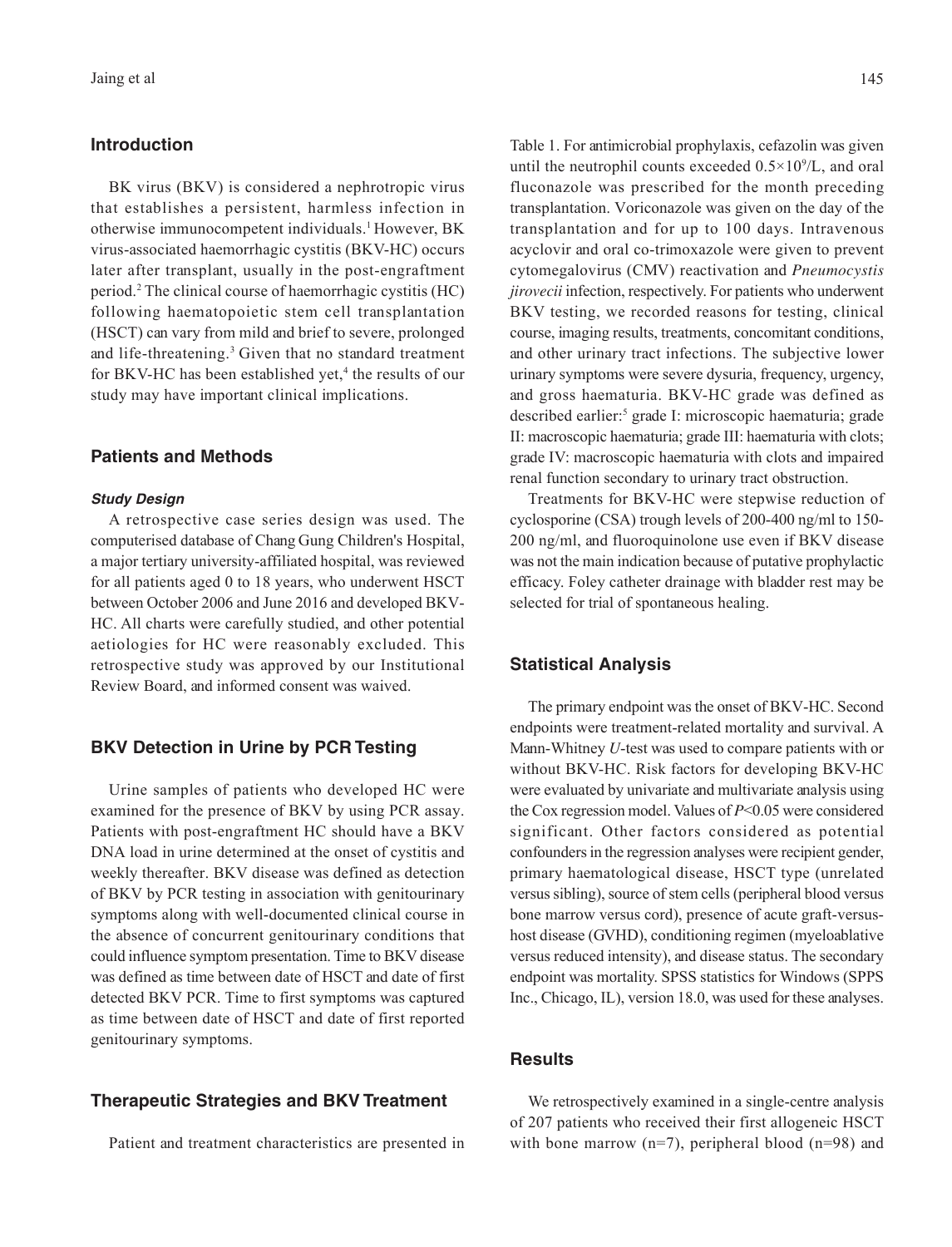## Introduction

BK virus (BKV) is considered a nephrotropic virus that establishes a persistent, harmless infection in otherwise immunocompetent individuals.[1] However, BK virus-associated haemorrhagic cystitis (BKV-HC) occurs later after transplant, usually in the post-engraftment period.[2] The clinical course of haemorrhagic cystitis (HC) following haematopoietic stem cell transplantation (HSCT) can vary from mild and brief to severe, prolonged and life-threatening.[3] Given that no standard treatment for BKV-HC has been established yet,[4] the results of our study may have important clinical implications.

## Patients and Methods

### *Study Design*

A retrospective case series design was used. The computerised database of Chang Gung Children's Hospital, a major tertiary university-affiliated hospital, was reviewed for all patients aged 0 to 18 years, who underwent HSCT between October 2006 and June 2016 and developed BKV-HC. All charts were carefully studied, and other potential aetiologies for HC were reasonably excluded. This retrospective study was approved by our Institutional Review Board, and informed consent was waived.

## BKV Detection in Urine by PCR Testing

Urine samples of patients who developed HC were examined for the presence of BKV by using PCR assay. Patients with post-engraftment HC should have a BKV DNA load in urine determined at the onset of cystitis and weekly thereafter. BKV disease was defined as detection of BKV by PCR testing in association with genitourinary symptoms along with well-documented clinical course in the absence of concurrent genitourinary conditions that could influence symptom presentation. Time to BKV disease was defined as time between date of HSCT and date of first detected BKV PCR. Time to first symptoms was captured as time between date of HSCT and date of first reported genitourinary symptoms.

## Therapeutic Strategies and BKV Treatment

Patient and treatment characteristics are presented in Table 1. For antimicrobial prophylaxis, cefazolin was given until the neutrophil counts exceeded $0.5\times10^9$/L, and oral fluconazole was prescribed for the month preceding transplantation. Voriconazole was given on the day of the transplantation and for up to 100 days. Intravenous acyclovir and oral co-trimoxazole were given to prevent cytomegalovirus (CMV) reactivation and *Pneumocystis jirovecii* infection, respectively. For patients who underwent BKV testing, we recorded reasons for testing, clinical course, imaging results, treatments, concomitant conditions, and other urinary tract infections. The subjective lower urinary symptoms were severe dysuria, frequency, urgency, and gross haematuria. BKV-HC grade was defined as described earlier:[5] grade I: microscopic haematuria; grade II: macroscopic haematuria; grade III: haematuria with clots; grade IV: macroscopic haematuria with clots and impaired renal function secondary to urinary tract obstruction.

Treatments for BKV-HC were stepwise reduction of cyclosporine (CSA) trough levels of 200-400 ng/ml to 150-200 ng/ml, and fluoroquinolone use even if BKV disease was not the main indication because of putative prophylactic efficacy. Foley catheter drainage with bladder rest may be selected for trial of spontaneous healing.

## Statistical Analysis

The primary endpoint was the onset of BKV-HC. Second endpoints were treatment-related mortality and survival. A Mann-Whitney *U*-test was used to compare patients with or without BKV-HC. Risk factors for developing BKV-HC were evaluated by univariate and multivariate analysis using the Cox regression model. Values of $P<0.05$ were considered significant. Other factors considered as potential confounders in the regression analyses were recipient gender, primary haematological disease, HSCT type (unrelated versus sibling), source of stem cells (peripheral blood versus bone marrow versus cord), presence of acute graft-versus-host disease (GVHD), conditioning regimen (myeloablative versus reduced intensity), and disease status. The secondary endpoint was mortality. SPSS statistics for Windows (SPPS Inc., Chicago, IL), version 18.0, was used for these analyses.

## Results

We retrospectively examined in a single-centre analysis of 207 patients who received their first allogeneic HSCT with bone marrow (n=7), peripheral blood (n=98) and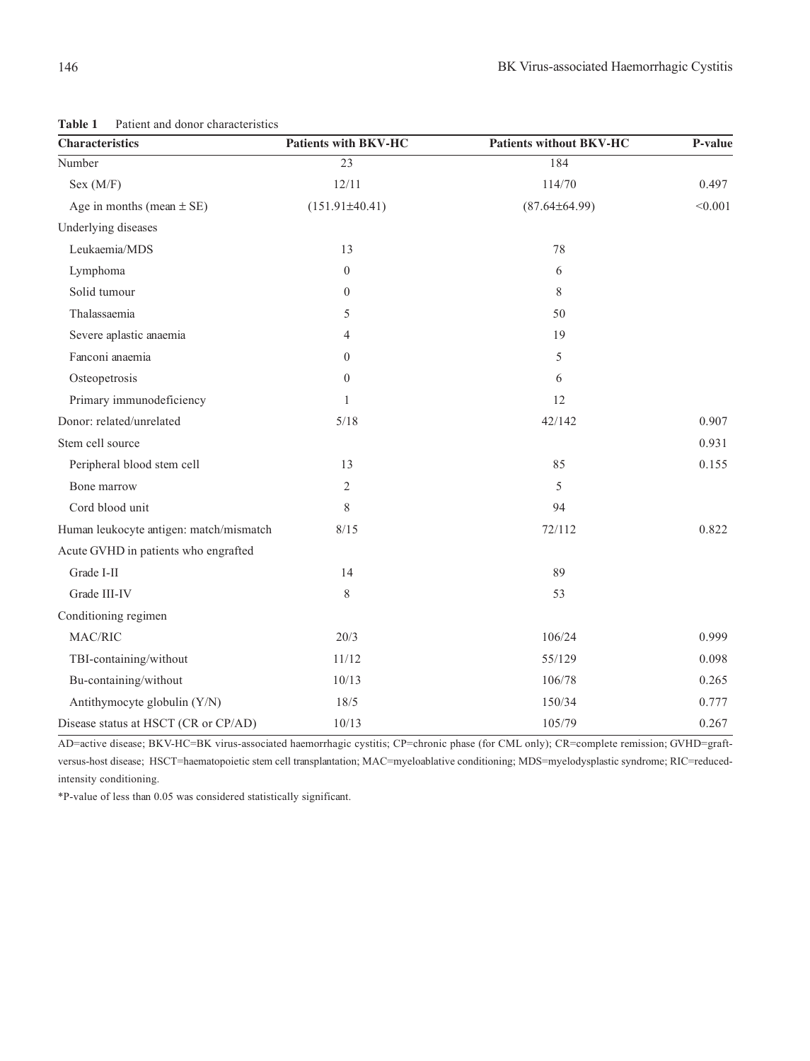**Table 1** Patient and donor characteristics

| Characteristics | Patients with BKV-HC | Patients without BKV-HC | P-value |
|---|---|---|---|
| Number | 23 | 184 | |
| Sex (M/F) | 12/11 | 114/70 | 0.497 |
| Age in months (mean ± SE) | (151.91±40.41) | (87.64±64.99) | <0.001 |
| Underlying diseases | | | |
| Leukaemia/MDS | 13 | 78 | |
| Lymphoma | 0 | 6 | |
| Solid tumour | 0 | 8 | |
| Thalassaemia | 5 | 50 | |
| Severe aplastic anaemia | 4 | 19 | |
| Fanconi anaemia | 0 | 5 | |
| Osteopetrosis | 0 | 6 | |
| Primary immunodeficiency | 1 | 12 | |
| Donor: related/unrelated | 5/18 | 42/142 | 0.907 |
| Stem cell source | | | 0.931 |
| Peripheral blood stem cell | 13 | 85 | 0.155 |
| Bone marrow | 2 | 5 | |
| Cord blood unit | 8 | 94 | |
| Human leukocyte antigen: match/mismatch | 8/15 | 72/112 | 0.822 |
| Acute GVHD in patients who engrafted | | | |
| Grade I-II | 14 | 89 | |
| Grade III-IV | 8 | 53 | |
| Conditioning regimen | | | |
| MAC/RIC | 20/3 | 106/24 | 0.999 |
| TBI-containing/without | 11/12 | 55/129 | 0.098 |
| Bu-containing/without | 10/13 | 106/78 | 0.265 |
| Antithymocyte globulin (Y/N) | 18/5 | 150/34 | 0.777 |
| Disease status at HSCT (CR or CP/AD) | 10/13 | 105/79 | 0.267 |

AD=active disease; BKV-HC=BK virus-associated haemorrhagic cystitis; CP=chronic phase (for CML only); CR=complete remission; GVHD=graft-versus-host disease; HSCT=haematopoietic stem cell transplantation; MAC=myeloablative conditioning; MDS=myelodysplastic syndrome; RIC=reduced-intensity conditioning.

*P-value of less than 0.05 was considered statistically significant.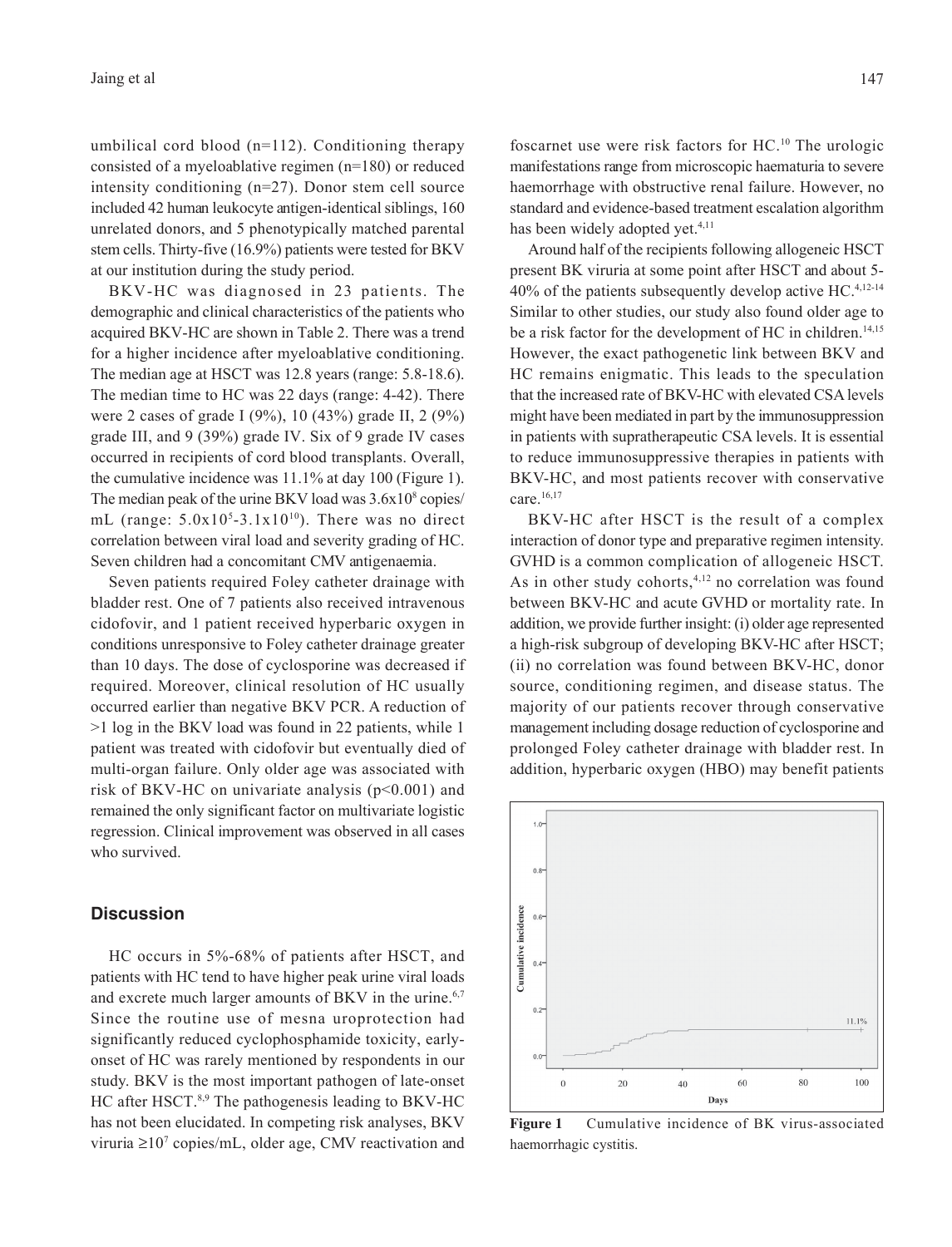umbilical cord blood (n=112). Conditioning therapy consisted of a myeloablative regimen (n=180) or reduced intensity conditioning (n=27). Donor stem cell source included 42 human leukocyte antigen-identical siblings, 160 unrelated donors, and 5 phenotypically matched parental stem cells. Thirty-five (16.9%) patients were tested for BKV at our institution during the study period.

BKV-HC was diagnosed in 23 patients. The demographic and clinical characteristics of the patients who acquired BKV-HC are shown in Table 2. There was a trend for a higher incidence after myeloablative conditioning. The median age at HSCT was 12.8 years (range: 5.8-18.6). The median time to HC was 22 days (range: 4-42). There were 2 cases of grade I (9%), 10 (43%) grade II, 2 (9%) grade III, and 9 (39%) grade IV. Six of 9 grade IV cases occurred in recipients of cord blood transplants. Overall, the cumulative incidence was 11.1% at day 100 (Figure 1). The median peak of the urine BKV load was $3.6 \times 10^8$ copies/mL (range: $5.0 \times 10^5$-$3.1 \times 10^{10}$). There was no direct correlation between viral load and severity grading of HC. Seven children had a concomitant CMV antigenaemia.

Seven patients required Foley catheter drainage with bladder rest. One of 7 patients also received intravenous cidofovir, and 1 patient received hyperbaric oxygen in conditions unresponsive to Foley catheter drainage greater than 10 days. The dose of cyclosporine was decreased if required. Moreover, clinical resolution of HC usually occurred earlier than negative BKV PCR. A reduction of >1 log in the BKV load was found in 22 patients, while 1 patient was treated with cidofovir but eventually died of multi-organ failure. Only older age was associated with risk of BKV-HC on univariate analysis ($p<0.001$) and remained the only significant factor on multivariate logistic regression. Clinical improvement was observed in all cases who survived.

## Discussion

HC occurs in 5%-68% of patients after HSCT, and patients with HC tend to have higher peak urine viral loads and excrete much larger amounts of BKV in the urine.[6,7] Since the routine use of mesna uroprotection had significantly reduced cyclophosphamide toxicity, early-onset of HC was rarely mentioned by respondents in our study. BKV is the most important pathogen of late-onset HC after HSCT.[8,9] The pathogenesis leading to BKV-HC has not been elucidated. In competing risk analyses, BKV viruria $\geq 10^7$ copies/mL, older age, CMV reactivation and foscarnet use were risk factors for HC.[10] The urologic manifestations range from microscopic haematuria to severe haemorrhage with obstructive renal failure. However, no standard and evidence-based treatment escalation algorithm has been widely adopted yet.[4,11]

Around half of the recipients following allogeneic HSCT present BK viruria at some point after HSCT and about 5-40% of the patients subsequently develop active HC.[4,12-14] Similar to other studies, our study also found older age to be a risk factor for the development of HC in children.[14,15] However, the exact pathogenetic link between BKV and HC remains enigmatic. This leads to the speculation that the increased rate of BKV-HC with elevated CSA levels might have been mediated in part by the immunosuppression in patients with supratherapeutic CSA levels. It is essential to reduce immunosuppressive therapies in patients with BKV-HC, and most patients recover with conservative care.[16,17]

BKV-HC after HSCT is the result of a complex interaction of donor type and preparative regimen intensity. GVHD is a common complication of allogeneic HSCT. As in other study cohorts,[4,12] no correlation was found between BKV-HC and acute GVHD or mortality rate. In addition, we provide further insight: (i) older age represented a high-risk subgroup of developing BKV-HC after HSCT; (ii) no correlation was found between BKV-HC, donor source, conditioning regimen, and disease status. The majority of our patients recover through conservative management including dosage reduction of cyclosporine and prolonged Foley catheter drainage with bladder rest. In addition, hyperbaric oxygen (HBO) may benefit patients

**Figure 1** Cumulative incidence of BK virus-associated haemorrhagic cystitis.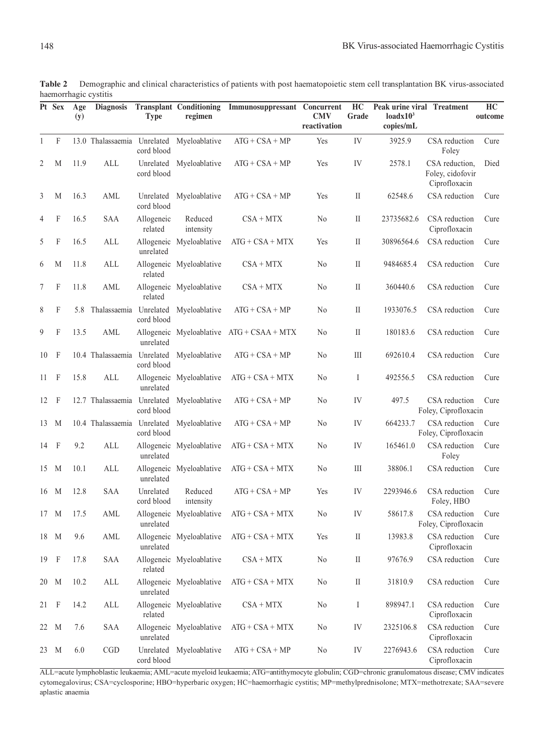**Table 2** Demographic and clinical characteristics of patients with post haematopoietic stem cell transplantation BK virus-associated haemorrhagic cystitis

| Pt | Sex | Age (y) | Diagnosis | Transplant Type | Conditioning regimen | Immunosuppressant | Concurrent CMV reactivation | HC Grade | Peak urine viral loadx10[3] copies/mL | Treatment | HC outcome |
|---|---|---|---|---|---|---|---|---|---|---|---|
| 1 | F | 13.0 | Thalassaemia | Unrelated cord blood | Myeloablative | ATG + CSA + MP | Yes | IV | 3925.9 | CSA reduction Foley | Cure |
| 2 | M | 11.9 | ALL | Unrelated cord blood | Myeloablative | ATG + CSA + MP | Yes | IV | 2578.1 | CSA reduction, Foley, cidofovir Ciprofloxacin | Died |
| 3 | M | 16.3 | AML | Unrelated cord blood | Myeloablative | ATG + CSA + MP | Yes | II | 62548.6 | CSA reduction | Cure |
| 4 | F | 16.5 | SAA | Allogeneic related | Reduced intensity | CSA + MTX | No | II | 23735682.6 | CSA reduction Ciprofloxacin | Cure |
| 5 | F | 16.5 | ALL | Allogeneic unrelated | Myeloablative | ATG + CSA + MTX | Yes | II | 30896564.6 | CSA reduction | Cure |
| 6 | M | 11.8 | ALL | Allogeneic related | Myeloablative | CSA + MTX | No | II | 9484685.4 | CSA reduction | Cure |
| 7 | F | 11.8 | AML | Allogeneic related | Myeloablative | CSA + MTX | No | II | 360440.6 | CSA reduction | Cure |
| 8 | F | 5.8 | Thalassaemia | Unrelated cord blood | Myeloablative | ATG + CSA + MP | No | II | 1933076.5 | CSA reduction | Cure |
| 9 | F | 13.5 | AML | Allogeneic unrelated | Myeloablative | ATG + CSAA + MTX | No | II | 180183.6 | CSA reduction | Cure |
| 10 | F | 10.4 | Thalassaemia | Unrelated cord blood | Myeloablative | ATG + CSA + MP | No | III | 692610.4 | CSA reduction | Cure |
| 11 | F | 15.8 | ALL | Allogeneic unrelated | Myeloablative | ATG + CSA + MTX | No | I | 492556.5 | CSA reduction | Cure |
| 12 | F | 12.7 | Thalassaemia | Unrelated cord blood | Myeloablative | ATG + CSA + MP | No | IV | 497.5 | CSA reduction Foley, Ciprofloxacin | Cure |
| 13 | M | 10.4 | Thalassaemia | Unrelated cord blood | Myeloablative | ATG + CSA + MP | No | IV | 664233.7 | CSA reduction Foley, Ciprofloxacin | Cure |
| 14 | F | 9.2 | ALL | Allogeneic unrelated | Myeloablative | ATG + CSA + MTX | No | IV | 165461.0 | CSA reduction Foley | Cure |
| 15 | M | 10.1 | ALL | Allogeneic unrelated | Myeloablative | ATG + CSA + MTX | No | III | 38806.1 | CSA reduction | Cure |
| 16 | M | 12.8 | SAA | Unrelated cord blood | Reduced intensity | ATG + CSA + MP | Yes | IV | 2293946.6 | CSA reduction Foley, HBO | Cure |
| 17 | M | 17.5 | AML | Allogeneic unrelated | Myeloablative | ATG + CSA + MTX | No | IV | 58617.8 | CSA reduction Foley, Ciprofloxacin | Cure |
| 18 | M | 9.6 | AML | Allogeneic unrelated | Myeloablative | ATG + CSA + MTX | Yes | II | 13983.8 | CSA reduction Ciprofloxacin | Cure |
| 19 | F | 17.8 | SAA | Allogeneic related | Myeloablative | CSA + MTX | No | II | 97676.9 | CSA reduction | Cure |
| 20 | M | 10.2 | ALL | Allogeneic unrelated | Myeloablative | ATG + CSA + MTX | No | II | 31810.9 | CSA reduction | Cure |
| 21 | F | 14.2 | ALL | Allogeneic related | Myeloablative | CSA + MTX | No | I | 898947.1 | CSA reduction Ciprofloxacin | Cure |
| 22 | M | 7.6 | SAA | Allogeneic unrelated | Myeloablative | ATG + CSA + MTX | No | IV | 2325106.8 | CSA reduction Ciprofloxacin | Cure |
| 23 | M | 6.0 | CGD | Unrelated cord blood | Myeloablative | ATG + CSA + MP | No | IV | 2276943.6 | CSA reduction Ciprofloxacin | Cure |

ALL=acute lymphoblastic leukaemia; AML=acute myeloid leukaemia; ATG=antithymocyte globulin; CGD=chronic granulomatous disease; CMV indicates cytomegalovirus; CSA=cyclosporine; HBO=hyperbaric oxygen; HC=haemorrhagic cystitis; MP=methylprednisolone; MTX=methotrexate; SAA=severe aplastic anaemia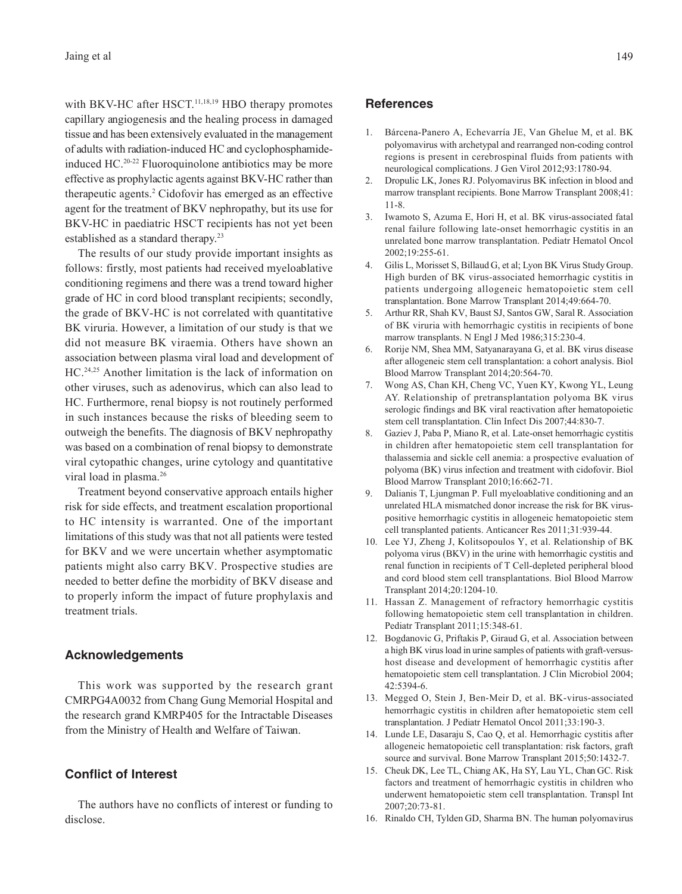with BKV-HC after HSCT.[11,18,19] HBO therapy promotes capillary angiogenesis and the healing process in damaged tissue and has been extensively evaluated in the management of adults with radiation-induced HC and cyclophosphamide-induced HC.[20-22] Fluoroquinolone antibiotics may be more effective as prophylactic agents against BKV-HC rather than therapeutic agents.[2] Cidofovir has emerged as an effective agent for the treatment of BKV nephropathy, but its use for BKV-HC in paediatric HSCT recipients has not yet been established as a standard therapy.[23]

The results of our study provide important insights as follows: firstly, most patients had received myeloablative conditioning regimens and there was a trend toward higher grade of HC in cord blood transplant recipients; secondly, the grade of BKV-HC is not correlated with quantitative BK viruria. However, a limitation of our study is that we did not measure BK viraemia. Others have shown an association between plasma viral load and development of HC.[24,25] Another limitation is the lack of information on other viruses, such as adenovirus, which can also lead to HC. Furthermore, renal biopsy is not routinely performed in such instances because the risks of bleeding seem to outweigh the benefits. The diagnosis of BKV nephropathy was based on a combination of renal biopsy to demonstrate viral cytopathic changes, urine cytology and quantitative viral load in plasma.[26]

Treatment beyond conservative approach entails higher risk for side effects, and treatment escalation proportional to HC intensity is warranted. One of the important limitations of this study was that not all patients were tested for BKV and we were uncertain whether asymptomatic patients might also carry BKV. Prospective studies are needed to better define the morbidity of BKV disease and to properly inform the impact of future prophylaxis and treatment trials.

## Acknowledgements

This work was supported by the research grant CMRPG4A0032 from Chang Gung Memorial Hospital and the research grand KMRP405 for the Intractable Diseases from the Ministry of Health and Welfare of Taiwan.

## Conflict of Interest

The authors have no conflicts of interest or funding to disclose.

## References

1. Bárcena-Panero A, Echevarría JE, Van Ghelue M, et al. BK polyomavirus with archetypal and rearranged non-coding control regions is present in cerebrospinal fluids from patients with neurological complications. J Gen Virol 2012;93:1780-94.
2. Dropulic LK, Jones RJ. Polyomavirus BK infection in blood and marrow transplant recipients. Bone Marrow Transplant 2008;41:11-8.
3. Iwamoto S, Azuma E, Hori H, et al. BK virus-associated fatal renal failure following late-onset hemorrhagic cystitis in an unrelated bone marrow transplantation. Pediatr Hematol Oncol 2002;19:255-61.
4. Gilis L, Morisset S, Billaud G, et al; Lyon BK Virus Study Group. High burden of BK virus-associated hemorrhagic cystitis in patients undergoing allogeneic hematopoietic stem cell transplantation. Bone Marrow Transplant 2014;49:664-70.
5. Arthur RR, Shah KV, Baust SJ, Santos GW, Saral R. Association of BK viruria with hemorrhagic cystitis in recipients of bone marrow transplants. N Engl J Med 1986;315:230-4.
6. Rorije NM, Shea MM, Satyanarayana G, et al. BK virus disease after allogeneic stem cell transplantation: a cohort analysis. Biol Blood Marrow Transplant 2014;20:564-70.
7. Wong AS, Chan KH, Cheng VC, Yuen KY, Kwong YL, Leung AY. Relationship of pretransplantation polyoma BK virus serologic findings and BK viral reactivation after hematopoietic stem cell transplantation. Clin Infect Dis 2007;44:830-7.
8. Gaziev J, Paba P, Miano R, et al. Late-onset hemorrhagic cystitis in children after hematopoietic stem cell transplantation for thalassemia and sickle cell anemia: a prospective evaluation of polyoma (BK) virus infection and treatment with cidofovir. Biol Blood Marrow Transplant 2010;16:662-71.
9. Dalianis T, Ljungman P. Full myeloablative conditioning and an unrelated HLA mismatched donor increase the risk for BK virus-positive hemorrhagic cystitis in allogeneic hematopoietic stem cell transplanted patients. Anticancer Res 2011;31:939-44.
10. Lee YJ, Zheng J, Kolitsopoulos Y, et al. Relationship of BK polyoma virus (BKV) in the urine with hemorrhagic cystitis and renal function in recipients of T Cell-depleted peripheral blood and cord blood stem cell transplantations. Biol Blood Marrow Transplant 2014;20:1204-10.
11. Hassan Z. Management of refractory hemorrhagic cystitis following hematopoietic stem cell transplantation in children. Pediatr Transplant 2011;15:348-61.
12. Bogdanovic G, Priftakis P, Giraud G, et al. Association between a high BK virus load in urine samples of patients with graft-versus-host disease and development of hemorrhagic cystitis after hematopoietic stem cell transplantation. J Clin Microbiol 2004; 42:5394-6.
13. Megged O, Stein J, Ben-Meir D, et al. BK-virus-associated hemorrhagic cystitis in children after hematopoietic stem cell transplantation. J Pediatr Hematol Oncol 2011;33:190-3.
14. Lunde LE, Dasaraju S, Cao Q, et al. Hemorrhagic cystitis after allogeneic hematopoietic cell transplantation: risk factors, graft source and survival. Bone Marrow Transplant 2015;50:1432-7.
15. Cheuk DK, Lee TL, Chiang AK, Ha SY, Lau YL, Chan GC. Risk factors and treatment of hemorrhagic cystitis in children who underwent hematopoietic stem cell transplantation. Transpl Int 2007;20:73-81.
16. Rinaldo CH, Tylden GD, Sharma BN. The human polyomavirus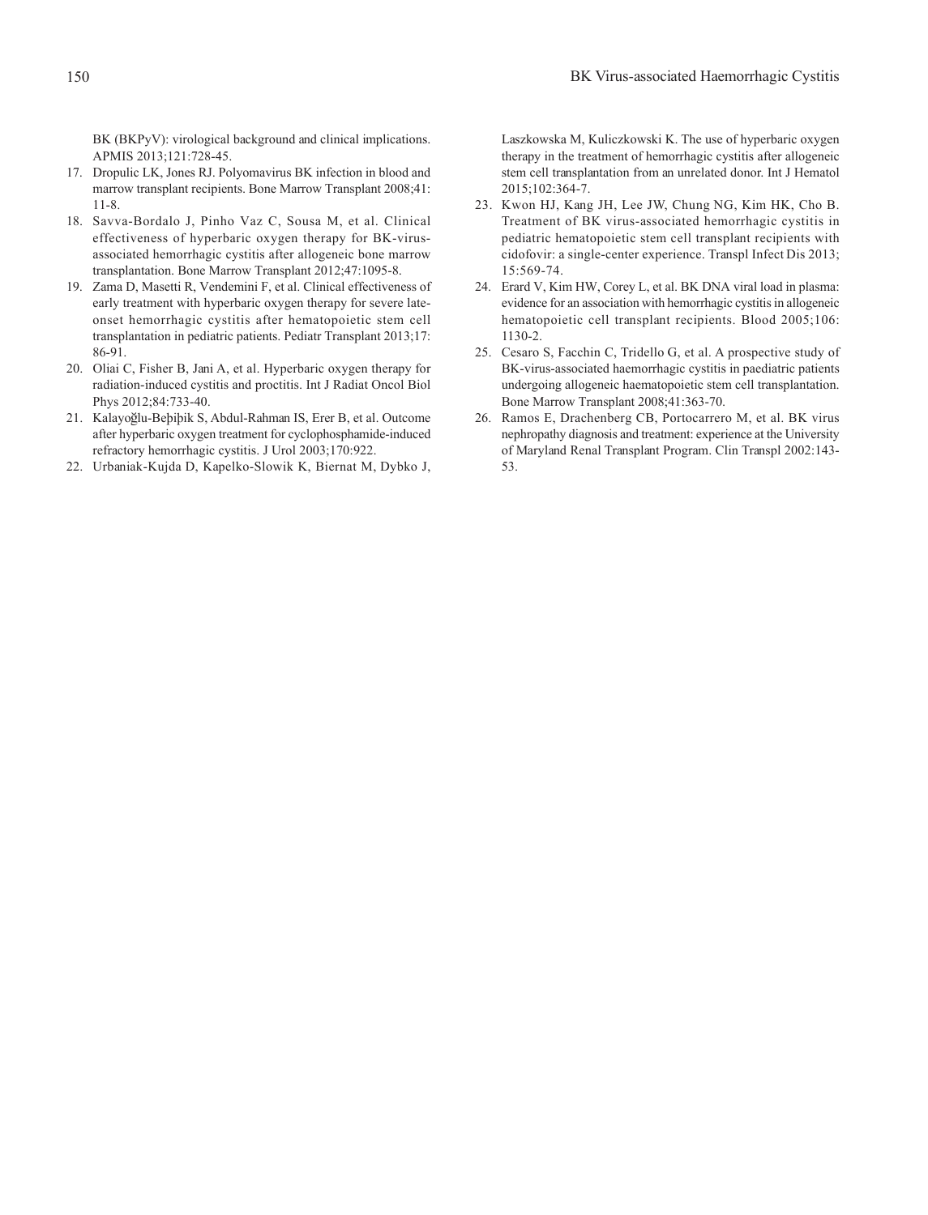BK (BKPyV): virological background and clinical implications. APMIS 2013;121:728-45.

17. Dropulic LK, Jones RJ. Polyomavirus BK infection in blood and marrow transplant recipients. Bone Marrow Transplant 2008;41: 11-8.
18. Savva-Bordalo J, Pinho Vaz C, Sousa M, et al. Clinical effectiveness of hyperbaric oxygen therapy for BK-virus-associated hemorrhagic cystitis after allogeneic bone marrow transplantation. Bone Marrow Transplant 2012;47:1095-8.
19. Zama D, Masetti R, Vendemini F, et al. Clinical effectiveness of early treatment with hyperbaric oxygen therapy for severe late-onset hemorrhagic cystitis after hematopoietic stem cell transplantation in pediatric patients. Pediatr Transplant 2013;17: 86-91.
20. Oliai C, Fisher B, Jani A, et al. Hyperbaric oxygen therapy for radiation-induced cystitis and proctitis. Int J Radiat Oncol Biol Phys 2012;84:733-40.
21. Kalayoğlu-Beþiþik S, Abdul-Rahman IS, Erer B, et al. Outcome after hyperbaric oxygen treatment for cyclophosphamide-induced refractory hemorrhagic cystitis. J Urol 2003;170:922.
22. Urbaniak-Kujda D, Kapelko-Slowik K, Biernat M, Dybko J, Laszkowska M, Kuliczkowski K. The use of hyperbaric oxygen therapy in the treatment of hemorrhagic cystitis after allogeneic stem cell transplantation from an unrelated donor. Int J Hematol 2015;102:364-7.
23. Kwon HJ, Kang JH, Lee JW, Chung NG, Kim HK, Cho B. Treatment of BK virus-associated hemorrhagic cystitis in pediatric hematopoietic stem cell transplant recipients with cidofovir: a single-center experience. Transpl Infect Dis 2013; 15:569-74.
24. Erard V, Kim HW, Corey L, et al. BK DNA viral load in plasma: evidence for an association with hemorrhagic cystitis in allogeneic hematopoietic cell transplant recipients. Blood 2005;106: 1130-2.
25. Cesaro S, Facchin C, Tridello G, et al. A prospective study of BK-virus-associated haemorrhagic cystitis in paediatric patients undergoing allogeneic haematopoietic stem cell transplantation. Bone Marrow Transplant 2008;41:363-70.
26. Ramos E, Drachenberg CB, Portocarrero M, et al. BK virus nephropathy diagnosis and treatment: experience at the University of Maryland Renal Transplant Program. Clin Transpl 2002:143-53.